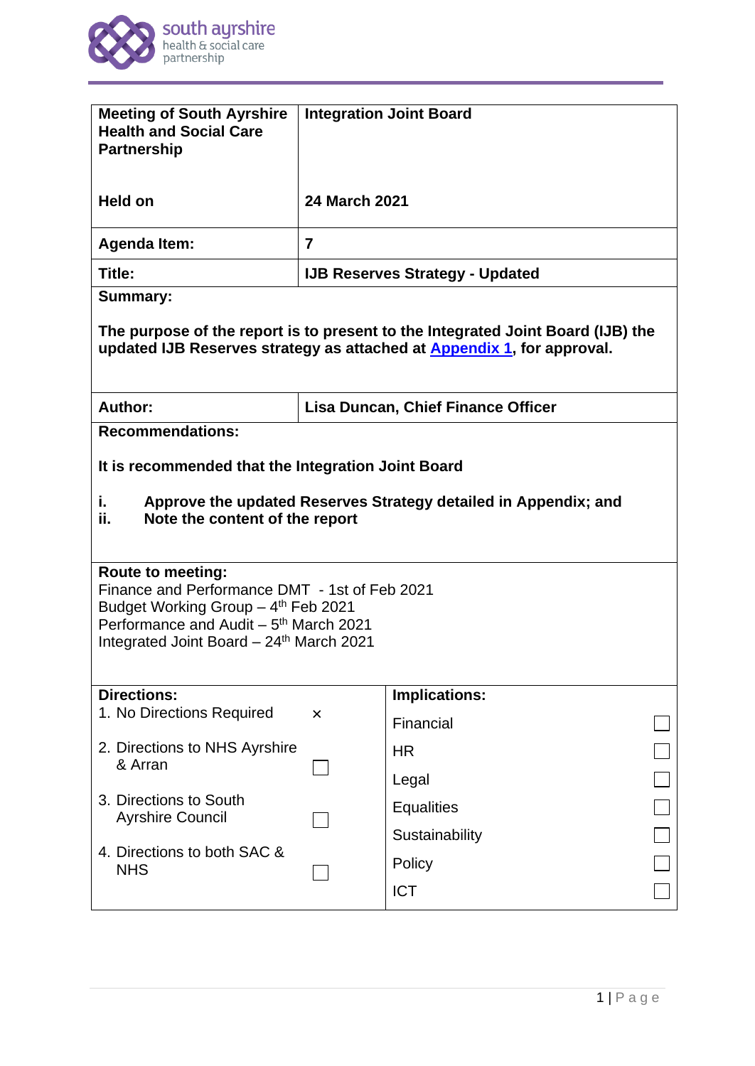| Meeting of South Ayrshire Health and Social Care Partnership | Integration Joint Board |
|---|---|
| **Held on** | **24 March 2021** |
| **Agenda Item:** | **7** |
| **Title:** | **IJB Reserves Strategy - Updated** |

**Summary:**

**The purpose of the report is to present to the Integrated Joint Board (IJB) the updated IJB Reserves strategy as attached at Appendix 1, for approval.**

| **Author:** | **Lisa Duncan, Chief Finance Officer** |
|---|---|

**Recommendations:**

**It is recommended that the Integration Joint Board**

**i. Approve the updated Reserves Strategy detailed in Appendix; and**
**ii. Note the content of the report**

**Route to meeting:**
Finance and Performance DMT - 1st of Feb 2021
Budget Working Group – 4th Feb 2021
Performance and Audit – 5th March 2021
Integrated Joint Board – 24th March 2021

| **Directions:** | | **Implications:** | |
|---|---|---|---|
| 1. No Directions Required | × | Financial | ☐ |
| 2. Directions to NHS Ayrshire & Arran | ☐ | HR | ☐ |
| | | Legal | ☐ |
| 3. Directions to South Ayrshire Council | ☐ | Equalities | ☐ |
| | | Sustainability | ☐ |
| 4. Directions to both SAC & NHS | ☐ | Policy | ☐ |
| | | ICT | ☐ |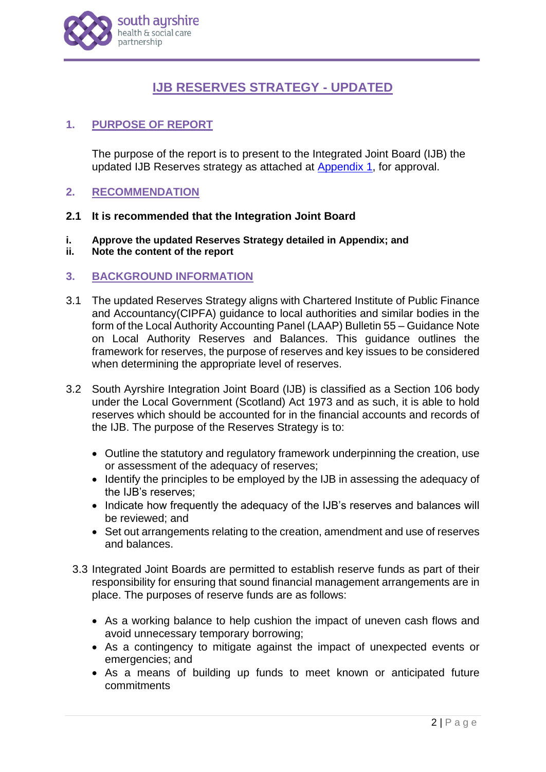# IJB RESERVES STRATEGY - UPDATED

## 1. PURPOSE OF REPORT

The purpose of the report is to present to the Integrated Joint Board (IJB) the updated IJB Reserves strategy as attached at Appendix 1, for approval.

## 2. RECOMMENDATION

**2.1 It is recommended that the Integration Joint Board**

**i. Approve the updated Reserves Strategy detailed in Appendix; and**
**ii. Note the content of the report**

## 3. BACKGROUND INFORMATION

3.1 The updated Reserves Strategy aligns with Chartered Institute of Public Finance and Accountancy(CIPFA) guidance to local authorities and similar bodies in the form of the Local Authority Accounting Panel (LAAP) Bulletin 55 – Guidance Note on Local Authority Reserves and Balances. This guidance outlines the framework for reserves, the purpose of reserves and key issues to be considered when determining the appropriate level of reserves.

3.2 South Ayrshire Integration Joint Board (IJB) is classified as a Section 106 body under the Local Government (Scotland) Act 1973 and as such, it is able to hold reserves which should be accounted for in the financial accounts and records of the IJB. The purpose of the Reserves Strategy is to:

- Outline the statutory and regulatory framework underpinning the creation, use or assessment of the adequacy of reserves;
- Identify the principles to be employed by the IJB in assessing the adequacy of the IJB's reserves;
- Indicate how frequently the adequacy of the IJB's reserves and balances will be reviewed; and
- Set out arrangements relating to the creation, amendment and use of reserves and balances.

3.3 Integrated Joint Boards are permitted to establish reserve funds as part of their responsibility for ensuring that sound financial management arrangements are in place. The purposes of reserve funds are as follows:

- As a working balance to help cushion the impact of uneven cash flows and avoid unnecessary temporary borrowing;
- As a contingency to mitigate against the impact of unexpected events or emergencies; and
- As a means of building up funds to meet known or anticipated future commitments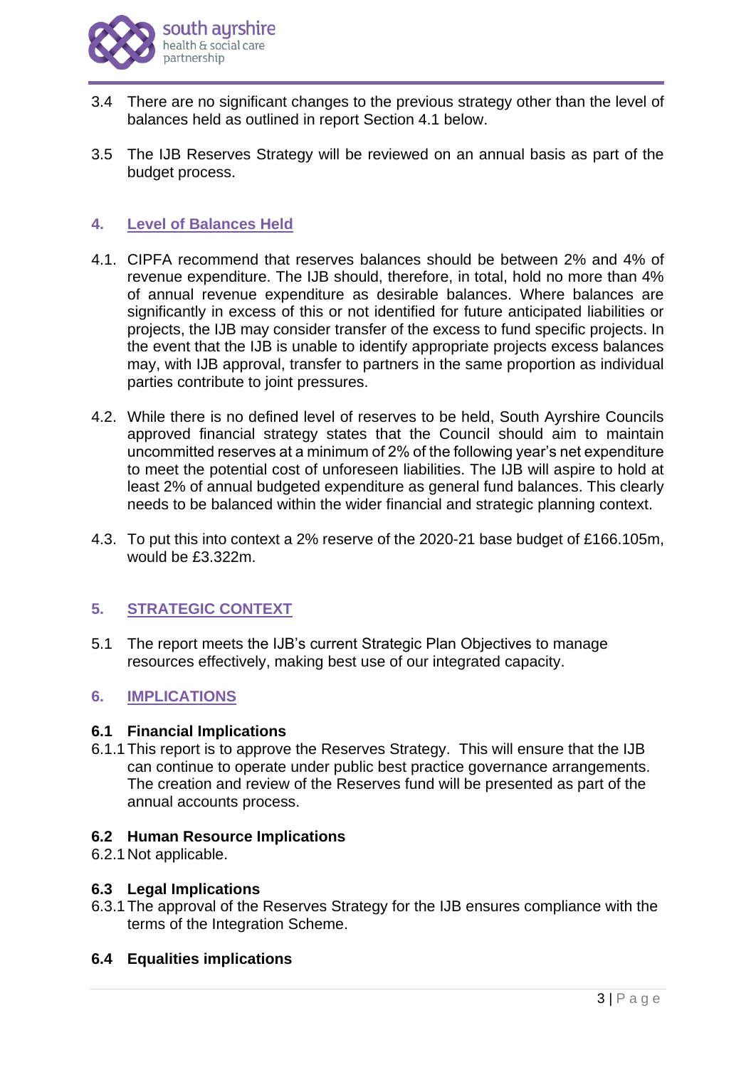3.4 There are no significant changes to the previous strategy other than the level of balances held as outlined in report Section 4.1 below.

3.5 The IJB Reserves Strategy will be reviewed on an annual basis as part of the budget process.

## 4. Level of Balances Held

4.1. CIPFA recommend that reserves balances should be between 2% and 4% of revenue expenditure. The IJB should, therefore, in total, hold no more than 4% of annual revenue expenditure as desirable balances. Where balances are significantly in excess of this or not identified for future anticipated liabilities or projects, the IJB may consider transfer of the excess to fund specific projects. In the event that the IJB is unable to identify appropriate projects excess balances may, with IJB approval, transfer to partners in the same proportion as individual parties contribute to joint pressures.

4.2. While there is no defined level of reserves to be held, South Ayrshire Councils approved financial strategy states that the Council should aim to maintain uncommitted reserves at a minimum of 2% of the following year's net expenditure to meet the potential cost of unforeseen liabilities. The IJB will aspire to hold at least 2% of annual budgeted expenditure as general fund balances. This clearly needs to be balanced within the wider financial and strategic planning context.

4.3. To put this into context a 2% reserve of the 2020-21 base budget of £166.105m, would be £3.322m.

## 5. STRATEGIC CONTEXT

5.1 The report meets the IJB's current Strategic Plan Objectives to manage resources effectively, making best use of our integrated capacity.

## 6. IMPLICATIONS

### 6.1 Financial Implications

6.1.1 This report is to approve the Reserves Strategy. This will ensure that the IJB can continue to operate under public best practice governance arrangements. The creation and review of the Reserves fund will be presented as part of the annual accounts process.

### 6.2 Human Resource Implications

6.2.1 Not applicable.

### 6.3 Legal Implications

6.3.1 The approval of the Reserves Strategy for the IJB ensures compliance with the terms of the Integration Scheme.

### 6.4 Equalities implications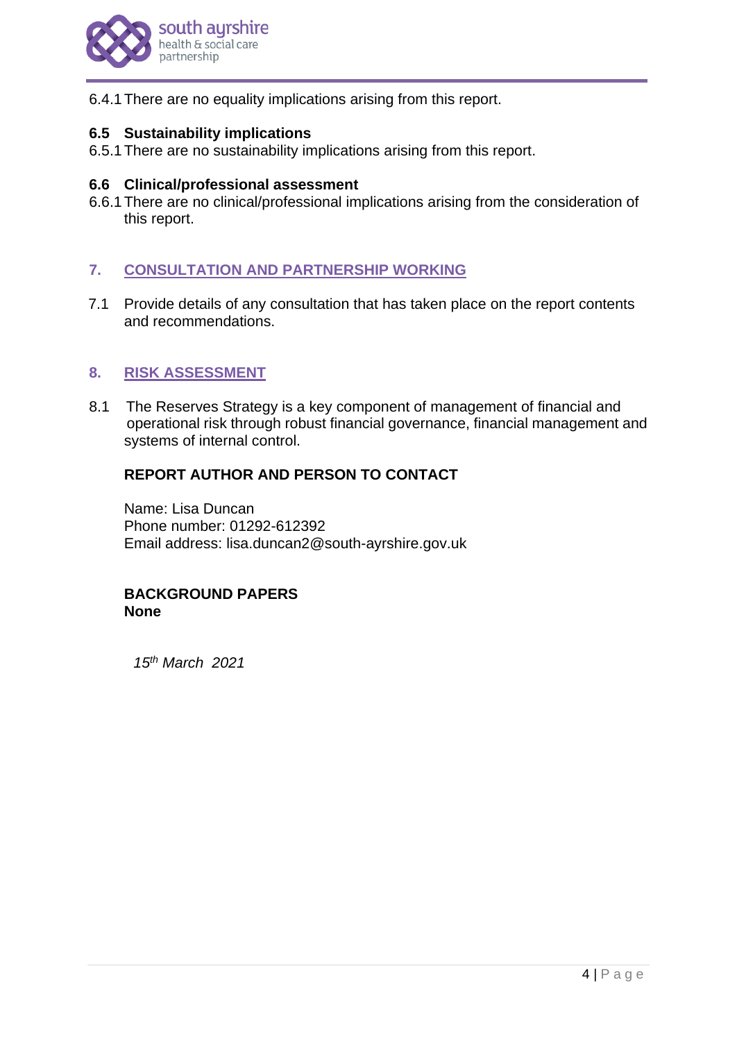6.4.1 There are no equality implications arising from this report.

### 6.5 Sustainability implications

6.5.1 There are no sustainability implications arising from this report.

### 6.6 Clinical/professional assessment

6.6.1 There are no clinical/professional implications arising from the consideration of this report.

## 7. CONSULTATION AND PARTNERSHIP WORKING

7.1 Provide details of any consultation that has taken place on the report contents and recommendations.

## 8. RISK ASSESSMENT

8.1 The Reserves Strategy is a key component of management of financial and operational risk through robust financial governance, financial management and systems of internal control.

**REPORT AUTHOR AND PERSON TO CONTACT**

Name: Lisa Duncan
Phone number: 01292-612392
Email address: lisa.duncan2@south-ayrshire.gov.uk

**BACKGROUND PAPERS**
**None**

*15th March 2021*